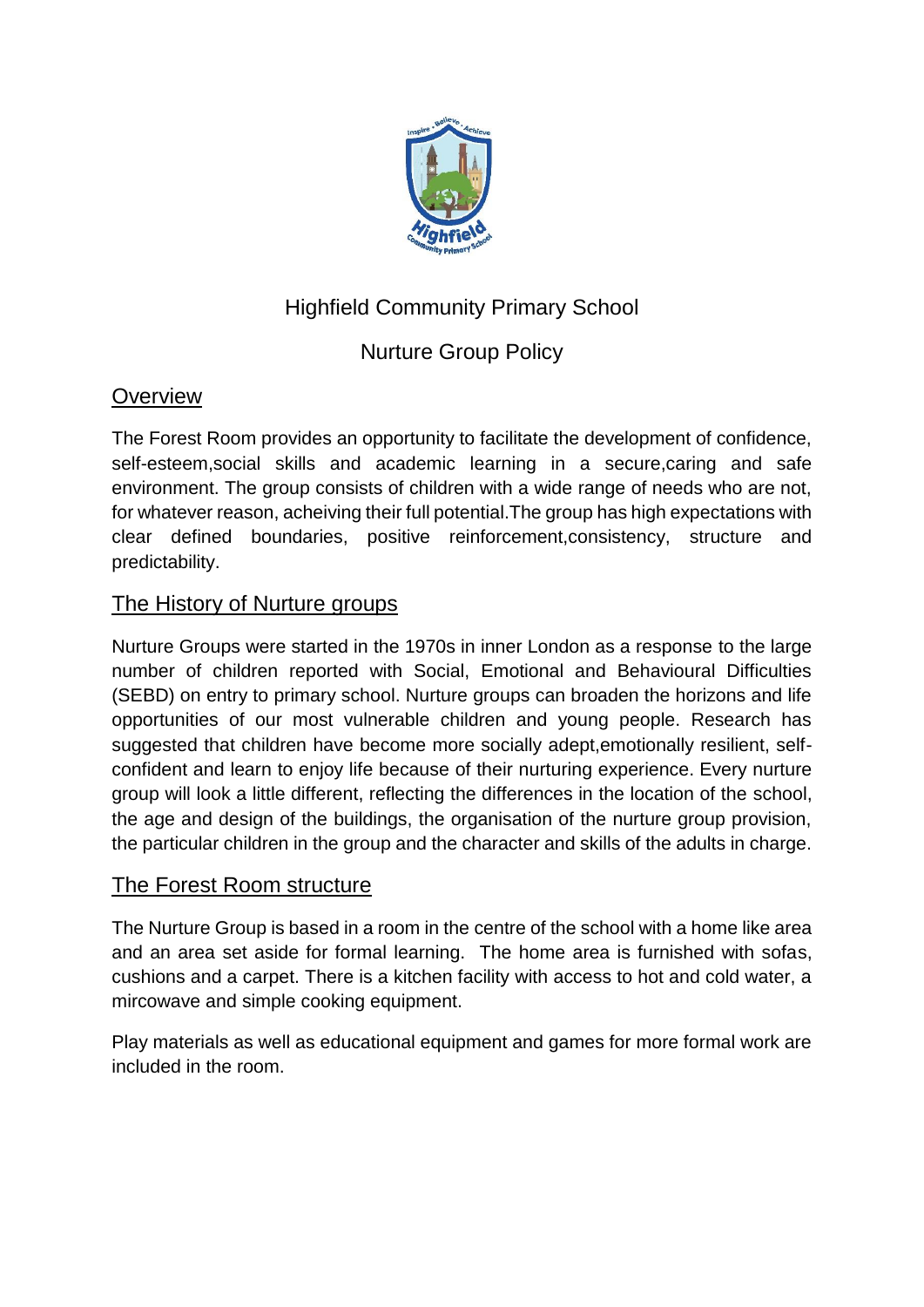# Highfield Community Primary School

## Nurture Group Policy

### Overview

The Forest Room provides an opportunity to facilitate the development of confidence, self-esteem,social skills and academic learning in a secure,caring and safe environment. The group consists of children with a wide range of needs who are not, for whatever reason, acheiving their full potential.The group has high expectations with clear defined boundaries, positive reinforcement,consistency, structure and predictability.

### The History of Nurture groups

Nurture Groups were started in the 1970s in inner London as a response to the large number of children reported with Social, Emotional and Behavioural Difficulties (SEBD) on entry to primary school. Nurture groups can broaden the horizons and life opportunities of our most vulnerable children and young people. Research has suggested that children have become more socially adept,emotionally resilient, self-confident and learn to enjoy life because of their nurturing experience. Every nurture group will look a little different, reflecting the differences in the location of the school, the age and design of the buildings, the organisation of the nurture group provision, the particular children in the group and the character and skills of the adults in charge.

### The Forest Room structure

The Nurture Group is based in a room in the centre of the school with a home like area and an area set aside for formal learning. The home area is furnished with sofas, cushions and a carpet. There is a kitchen facility with access to hot and cold water, a mircowave and simple cooking equipment.

Play materials as well as educational equipment and games for more formal work are included in the room.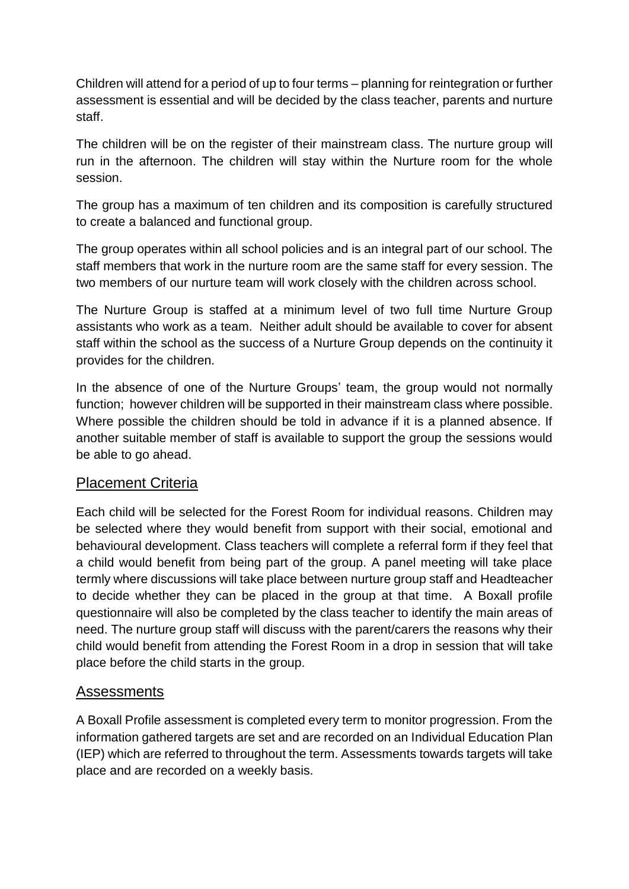Children will attend for a period of up to four terms – planning for reintegration or further assessment is essential and will be decided by the class teacher, parents and nurture staff.

The children will be on the register of their mainstream class. The nurture group will run in the afternoon. The children will stay within the Nurture room for the whole session.

The group has a maximum of ten children and its composition is carefully structured to create a balanced and functional group.

The group operates within all school policies and is an integral part of our school. The staff members that work in the nurture room are the same staff for every session. The two members of our nurture team will work closely with the children across school.

The Nurture Group is staffed at a minimum level of two full time Nurture Group assistants who work as a team. Neither adult should be available to cover for absent staff within the school as the success of a Nurture Group depends on the continuity it provides for the children.

In the absence of one of the Nurture Groups' team, the group would not normally function; however children will be supported in their mainstream class where possible. Where possible the children should be told in advance if it is a planned absence. If another suitable member of staff is available to support the group the sessions would be able to go ahead.

## Placement Criteria

Each child will be selected for the Forest Room for individual reasons. Children may be selected where they would benefit from support with their social, emotional and behavioural development. Class teachers will complete a referral form if they feel that a child would benefit from being part of the group. A panel meeting will take place termly where discussions will take place between nurture group staff and Headteacher to decide whether they can be placed in the group at that time. A Boxall profile questionnaire will also be completed by the class teacher to identify the main areas of need. The nurture group staff will discuss with the parent/carers the reasons why their child would benefit from attending the Forest Room in a drop in session that will take place before the child starts in the group.

## Assessments

A Boxall Profile assessment is completed every term to monitor progression. From the information gathered targets are set and are recorded on an Individual Education Plan (IEP) which are referred to throughout the term. Assessments towards targets will take place and are recorded on a weekly basis.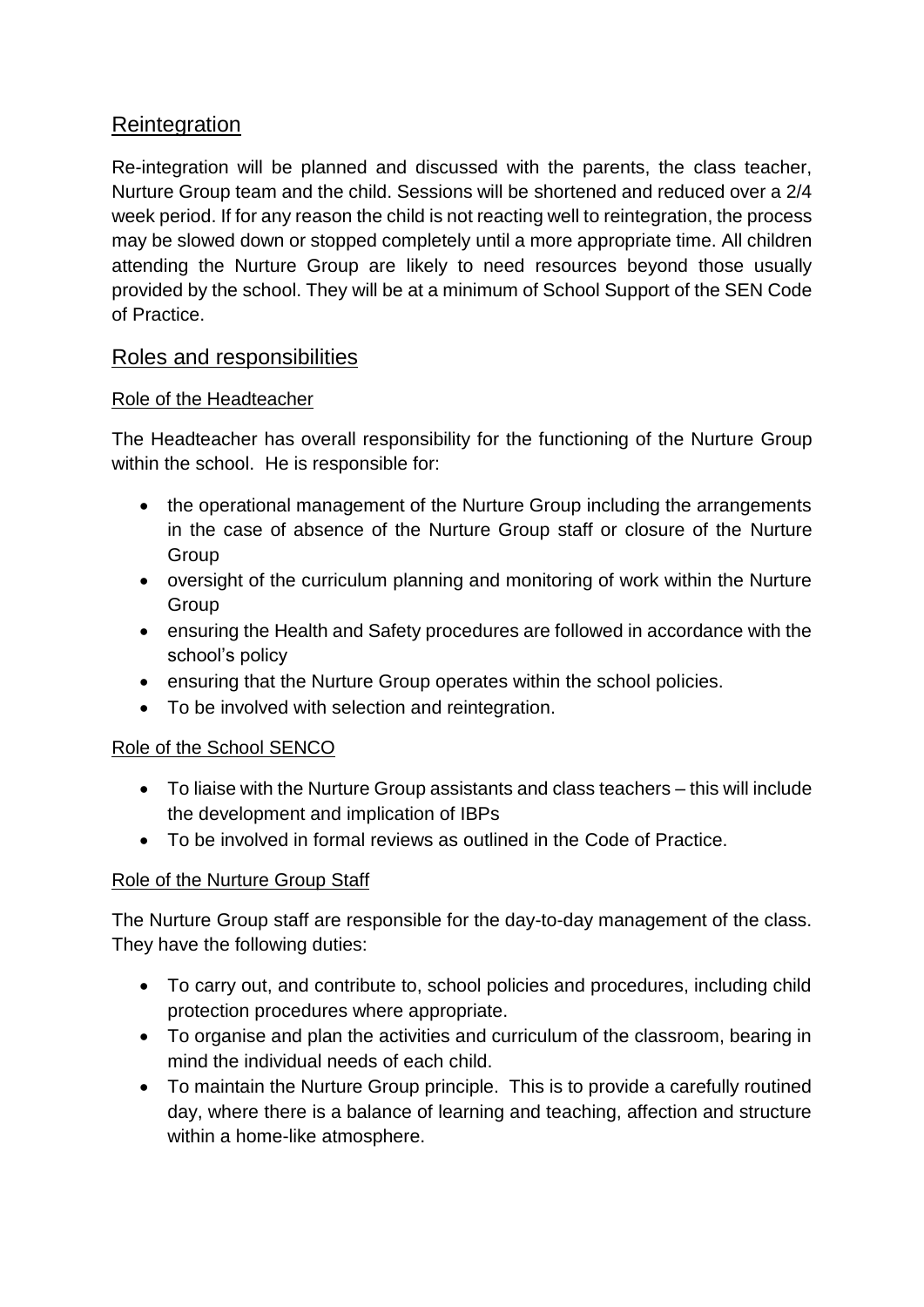## Reintegration

Re-integration will be planned and discussed with the parents, the class teacher, Nurture Group team and the child. Sessions will be shortened and reduced over a 2/4 week period. If for any reason the child is not reacting well to reintegration, the process may be slowed down or stopped completely until a more appropriate time. All children attending the Nurture Group are likely to need resources beyond those usually provided by the school. They will be at a minimum of School Support of the SEN Code of Practice.

## Roles and responsibilities

### Role of the Headteacher

The Headteacher has overall responsibility for the functioning of the Nurture Group within the school. He is responsible for:

- the operational management of the Nurture Group including the arrangements in the case of absence of the Nurture Group staff or closure of the Nurture Group
- oversight of the curriculum planning and monitoring of work within the Nurture Group
- ensuring the Health and Safety procedures are followed in accordance with the school's policy
- ensuring that the Nurture Group operates within the school policies.
- To be involved with selection and reintegration.

### Role of the School SENCO

- To liaise with the Nurture Group assistants and class teachers – this will include the development and implication of IBPs
- To be involved in formal reviews as outlined in the Code of Practice.

### Role of the Nurture Group Staff

The Nurture Group staff are responsible for the day-to-day management of the class. They have the following duties:

- To carry out, and contribute to, school policies and procedures, including child protection procedures where appropriate.
- To organise and plan the activities and curriculum of the classroom, bearing in mind the individual needs of each child.
- To maintain the Nurture Group principle. This is to provide a carefully routined day, where there is a balance of learning and teaching, affection and structure within a home-like atmosphere.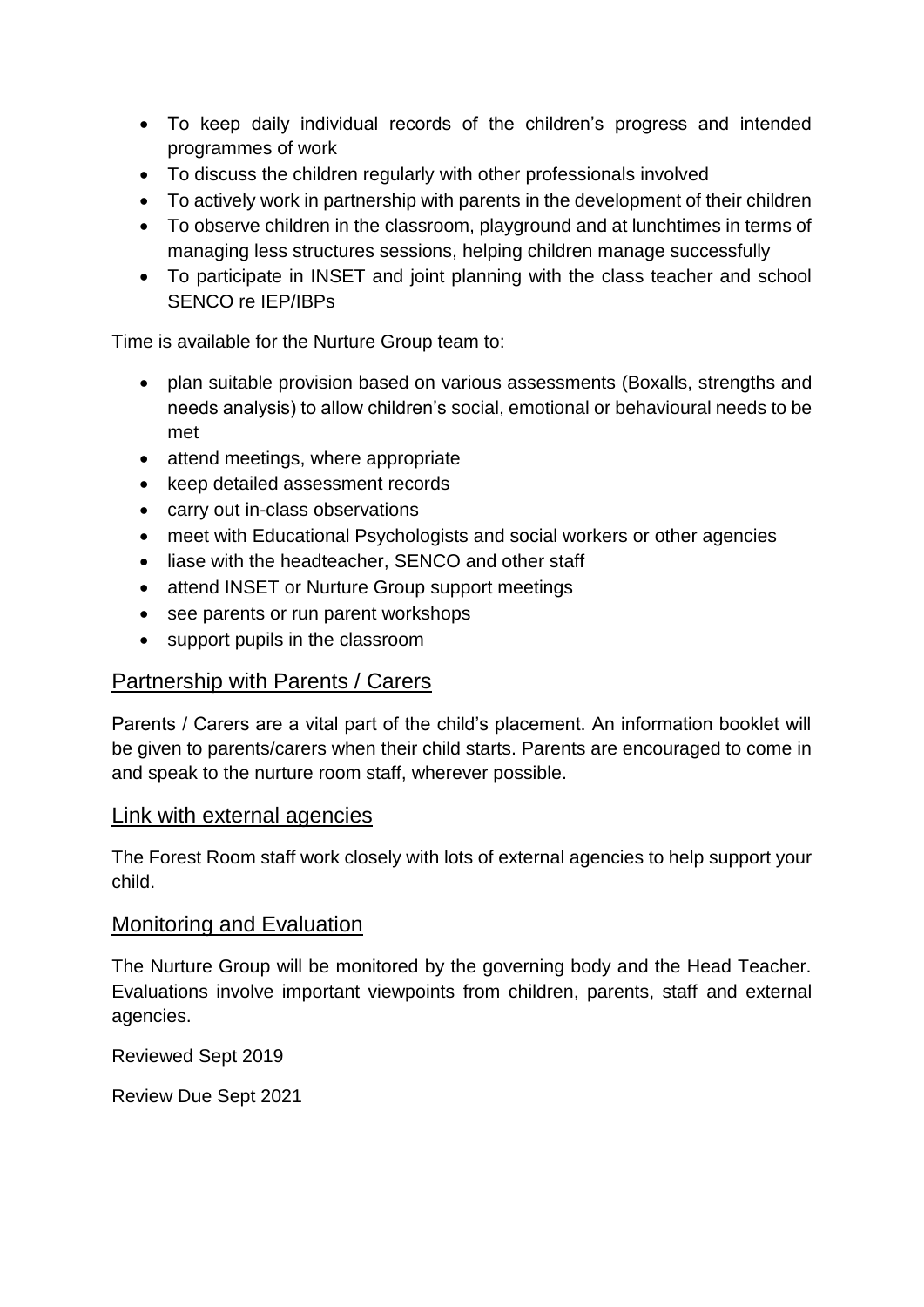- To keep daily individual records of the children's progress and intended programmes of work
- To discuss the children regularly with other professionals involved
- To actively work in partnership with parents in the development of their children
- To observe children in the classroom, playground and at lunchtimes in terms of managing less structures sessions, helping children manage successfully
- To participate in INSET and joint planning with the class teacher and school SENCO re IEP/IBPs

Time is available for the Nurture Group team to:

- plan suitable provision based on various assessments (Boxalls, strengths and needs analysis) to allow children's social, emotional or behavioural needs to be met
- attend meetings, where appropriate
- keep detailed assessment records
- carry out in-class observations
- meet with Educational Psychologists and social workers or other agencies
- liase with the headteacher, SENCO and other staff
- attend INSET or Nurture Group support meetings
- see parents or run parent workshops
- support pupils in the classroom

## Partnership with Parents / Carers

Parents / Carers are a vital part of the child's placement. An information booklet will be given to parents/carers when their child starts. Parents are encouraged to come in and speak to the nurture room staff, wherever possible.

## Link with external agencies

The Forest Room staff work closely with lots of external agencies to help support your child.

## Monitoring and Evaluation

The Nurture Group will be monitored by the governing body and the Head Teacher. Evaluations involve important viewpoints from children, parents, staff and external agencies.

Reviewed Sept 2019

Review Due Sept 2021